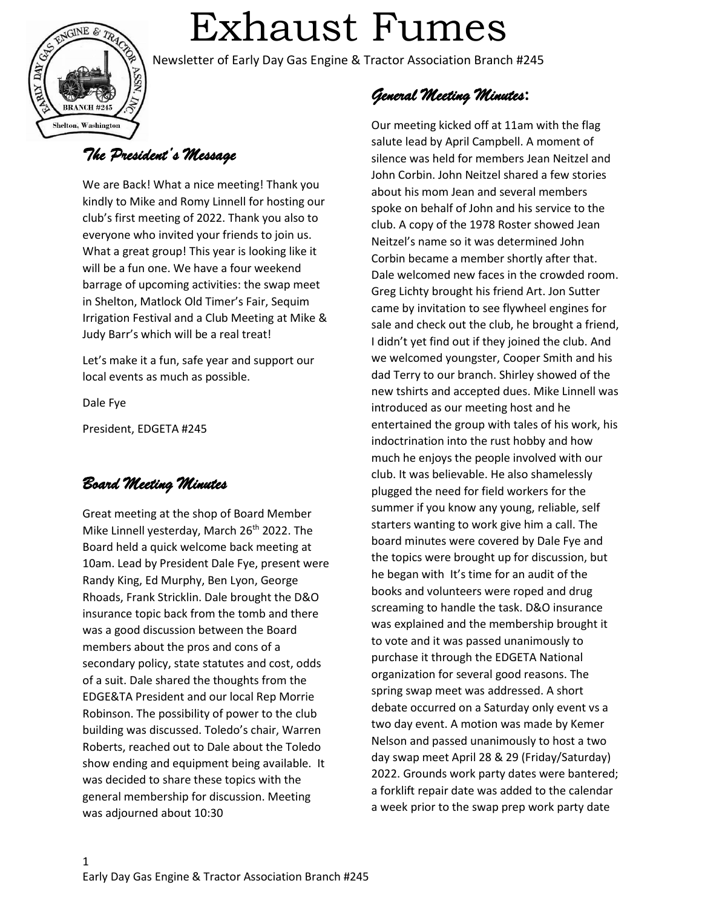# Exhaust Fumes

Newsletter of Early Day Gas Engine & Tractor Association Branch #245

## *The President's Message*

We are Back! What a nice meeting! Thank you kindly to Mike and Romy Linnell for hosting our club's first meeting of 2022. Thank you also to everyone who invited your friends to join us. What a great group! This year is looking like it will be a fun one. We have a four weekend barrage of upcoming activities: the swap meet in Shelton, Matlock Old Timer's Fair, Sequim Irrigation Festival and a Club Meeting at Mike & Judy Barr's which will be a real treat!

Let's make it a fun, safe year and support our local events as much as possible.

Dale Fye

President, EDGETA #245

## *Board Meeting Minutes*

Great meeting at the shop of Board Member Mike Linnell yesterday, March 26th 2022. The Board held a quick welcome back meeting at 10am. Lead by President Dale Fye, present were Randy King, Ed Murphy, Ben Lyon, George Rhoads, Frank Stricklin. Dale brought the D&O insurance topic back from the tomb and there was a good discussion between the Board members about the pros and cons of a secondary policy, state statutes and cost, odds of a suit. Dale shared the thoughts from the EDGE&TA President and our local Rep Morrie Robinson. The possibility of power to the club building was discussed. Toledo's chair, Warren Roberts, reached out to Dale about the Toledo show ending and equipment being available. It was decided to share these topics with the general membership for discussion. Meeting was adjourned about 10:30

## *General Meeting Minutes*:

Our meeting kicked off at 11am with the flag salute lead by April Campbell. A moment of silence was held for members Jean Neitzel and John Corbin. John Neitzel shared a few stories about his mom Jean and several members spoke on behalf of John and his service to the club. A copy of the 1978 Roster showed Jean Neitzel's name so it was determined John Corbin became a member shortly after that. Dale welcomed new faces in the crowded room. Greg Lichty brought his friend Art. Jon Sutter came by invitation to see flywheel engines for sale and check out the club, he brought a friend, I didn't yet find out if they joined the club. And we welcomed youngster, Cooper Smith and his dad Terry to our branch. Shirley showed of the new tshirts and accepted dues. Mike Linnell was introduced as our meeting host and he entertained the group with tales of his work, his indoctrination into the rust hobby and how much he enjoys the people involved with our club. It was believable. He also shamelessly plugged the need for field workers for the summer if you know any young, reliable, self starters wanting to work give him a call. The board minutes were covered by Dale Fye and the topics were brought up for discussion, but he began with It's time for an audit of the books and volunteers were roped and drug screaming to handle the task. D&O insurance was explained and the membership brought it to vote and it was passed unanimously to purchase it through the EDGETA National organization for several good reasons. The spring swap meet was addressed. A short debate occurred on a Saturday only event vs a two day event. A motion was made by Kemer Nelson and passed unanimously to host a two day swap meet April 28 & 29 (Friday/Saturday) 2022. Grounds work party dates were bantered; a forklift repair date was added to the calendar a week prior to the swap prep work party date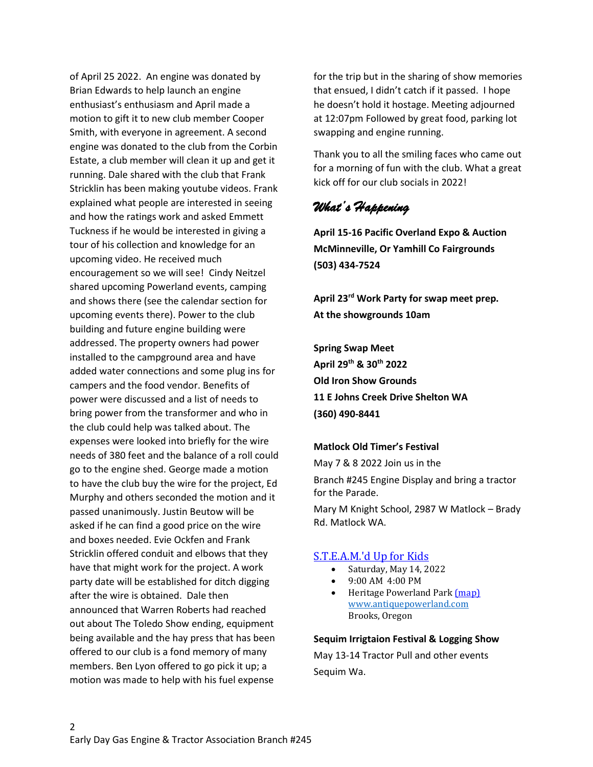of April 25 2022. An engine was donated by Brian Edwards to help launch an engine enthusiast's enthusiasm and April made a motion to gift it to new club member Cooper Smith, with everyone in agreement. A second engine was donated to the club from the Corbin Estate, a club member will clean it up and get it running. Dale shared with the club that Frank Stricklin has been making youtube videos. Frank explained what people are interested in seeing and how the ratings work and asked Emmett Tuckness if he would be interested in giving a tour of his collection and knowledge for an upcoming video. He received much encouragement so we will see! Cindy Neitzel shared upcoming Powerland events, camping and shows there (see the calendar section for upcoming events there). Power to the club building and future engine building were addressed. The property owners had power installed to the campground area and have added water connections and some plug ins for campers and the food vendor. Benefits of power were discussed and a list of needs to bring power from the transformer and who in the club could help was talked about. The expenses were looked into briefly for the wire needs of 380 feet and the balance of a roll could go to the engine shed. George made a motion to have the club buy the wire for the project, Ed Murphy and others seconded the motion and it passed unanimously. Justin Beutow will be asked if he can find a good price on the wire and boxes needed. Evie Ockfen and Frank Stricklin offered conduit and elbows that they have that might work for the project. A work party date will be established for ditch digging after the wire is obtained. Dale then announced that Warren Roberts had reached out about The Toledo Show ending, equipment being available and the hay press that has been offered to our club is a fond memory of many members. Ben Lyon offered to go pick it up; a motion was made to help with his fuel expense for the trip but in the sharing of show memories that ensued, I didn't catch if it passed. I hope he doesn't hold it hostage. Meeting adjourned at 12:07pm Followed by great food, parking lot swapping and engine running.

Thank you to all the smiling faces who came out for a morning of fun with the club. What a great kick off for our club socials in 2022!

## *What's Happening*

**April 15-16 Pacific Overland Expo & Auction**
**McMinneville, Or Yamhill Co Fairgrounds**
**(503) 434-7524**

**April 23rd Work Party for swap meet prep.**
**At the showgrounds 10am**

**Spring Swap Meet**
**April 29th & 30th 2022**
**Old Iron Show Grounds**
**11 E Johns Creek Drive Shelton WA**
**(360) 490-8441**

**Matlock Old Timer's Festival**

May 7 & 8 2022 Join us in the

Branch #245 Engine Display and bring a tractor for the Parade.

Mary M Knight School, 2987 W Matlock – Brady Rd. Matlock WA.

[S.T.E.A.M.'d Up for Kids](#)

- Saturday, May 14, 2022
- 9:00 AM 4:00 PM
- Heritage Powerland Park [(map)](#) [www.antiquepowerland.com](http://www.antiquepowerland.com) Brooks, Oregon

**Sequim Irrigtaion Festival & Logging Show**

May 13-14 Tractor Pull and other events

Sequim Wa.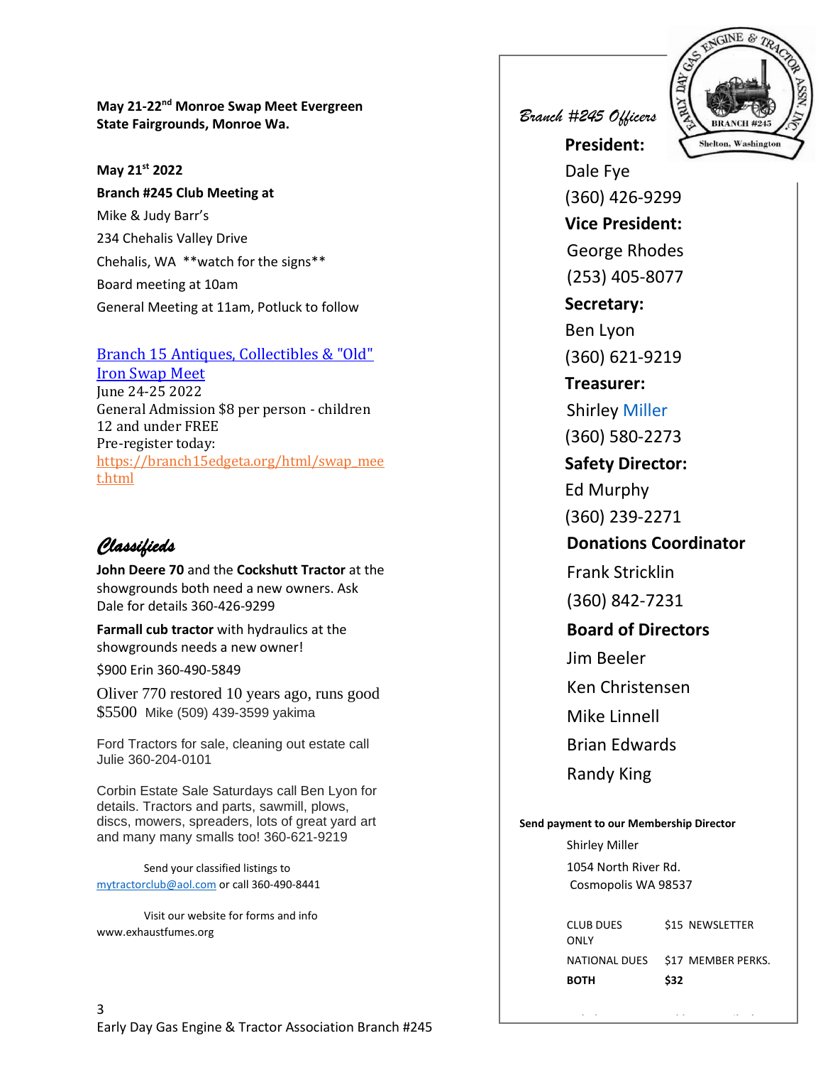**May 21-22nd Monroe Swap Meet Evergreen State Fairgrounds, Monroe Wa.**

**May 21st 2022**

**Branch #245 Club Meeting at**

Mike & Judy Barr's

234 Chehalis Valley Drive

Chehalis, WA **watch for the signs**

Board meeting at 10am

General Meeting at 11am, Potluck to follow

Branch 15 Antiques, Collectibles & "Old" Iron Swap Meet

June 24-25 2022

General Admission $8 per person - children 12 and under FREE

Pre-register today: https://branch15edgeta.org/html/swap_meet.html

## *Classifieds*

**John Deere 70** and the **Cockshutt Tractor** at the showgrounds both need a new owners. Ask Dale for details 360-426-9299

**Farmall cub tractor** with hydraulics at the showgrounds needs a new owner!

$900 Erin 360-490-5849

Oliver 770 restored 10 years ago, runs good $5500 Mike (509) 439-3599 yakima

Ford Tractors for sale, cleaning out estate call Julie 360-204-0101

Corbin Estate Sale Saturdays call Ben Lyon for details. Tractors and parts, sawmill, plows, discs, mowers, spreaders, lots of great yard art and many many smalls too! 360-621-9219

Send your classified listings to mytractorclub@aol.com or call 360-490-8441

Visit our website for forms and info www.exhaustfumes.org

EARLY DAY GAS ENGINE & TRACTOR ASSN. INC. BRANCH #245 Shelton, Washington

## *Branch #245 Officers*

**President:**
Dale Fye
(360) 426-9299

**Vice President:**
George Rhodes
(253) 405-8077

**Secretary:**
Ben Lyon
(360) 621-9219

**Treasurer:**
Shirley Miller
(360) 580-2273

**Safety Director:**
Ed Murphy
(360) 239-2271

**Donations Coordinator**
Frank Stricklin
(360) 842-7231

**Board of Directors**
Jim Beeler
Ken Christensen
Mike Linnell
Brian Edwards
Randy King

**Send payment to our Membership Director**

Shirley Miller
1054 North River Rd.
Cosmopolis WA 98537

| | | |
|---|---|---|
| CLUB DUES ONLY | $15 | NEWSLETTER |
| NATIONAL DUES | $17 | MEMBER PERKS. |
| **BOTH** | **$32** | |

Early Day Gas Engine & Tractor Association Branch #245